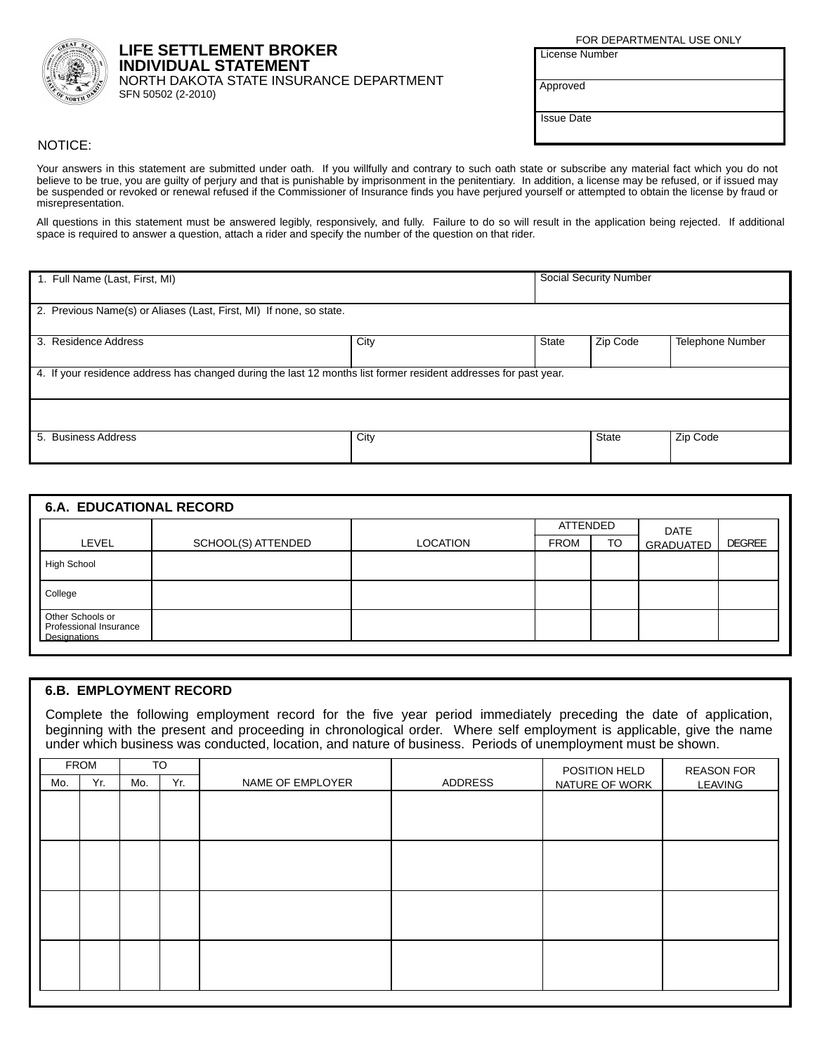# LIFE SETTLEMENT BROKER INDIVIDUAL STATEMENT

NORTH DAKOTA STATE INSURANCE DEPARTMENT
SFN 50502 (2-2010)

FOR DEPARTMENTAL USE ONLY

| License Number |
|---|
| Approved |
| Issue Date |

NOTICE:

Your answers in this statement are submitted under oath. If you willfully and contrary to such oath state or subscribe any material fact which you do not believe to be true, you are guilty of perjury and that is punishable by imprisonment in the penitentiary. In addition, a license may be refused, or if issued may be suspended or revoked or renewal refused if the Commissioner of Insurance finds you have perjured yourself or attempted to obtain the license by fraud or misrepresentation.

All questions in this statement must be answered legibly, responsively, and fully. Failure to do so will result in the application being rejected. If additional space is required to answer a question, attach a rider and specify the number of the question on that rider.

| 1. Full Name (Last, First, MI) | | Social Security Number | | |
|---|---|---|---|---|
| 2. Previous Name(s) or Aliases (Last, First, MI) If none, so state. | | | | |
| 3. Residence Address | City | State | Zip Code | Telephone Number |
| 4. If your residence address has changed during the last 12 months list former resident addresses for past year. | | | | |
| | | | | |
| 5. Business Address | City | | State | Zip Code |

## 6.A. EDUCATIONAL RECORD

| LEVEL | SCHOOL(S) ATTENDED | LOCATION | ATTENDED | | DATE GRADUATED | DEGREE |
|---|---|---|---|---|---|---|
| | | | FROM | TO | | |
| High School | | | | | | |
| College | | | | | | |
| Other Schools or Professional Insurance Designations | | | | | | |

## 6.B. EMPLOYMENT RECORD

Complete the following employment record for the five year period immediately preceding the date of application, beginning with the present and proceeding in chronological order. Where self employment is applicable, give the name under which business was conducted, location, and nature of business. Periods of unemployment must be shown.

| FROM | | TO | | NAME OF EMPLOYER | ADDRESS | POSITION HELD NATURE OF WORK | REASON FOR LEAVING |
|---|---|---|---|---|---|---|---|
| Mo. | Yr. | Mo. | Yr. | | | | |
| | | | | | | | |
| | | | | | | | |
| | | | | | | | |
| | | | | | | | |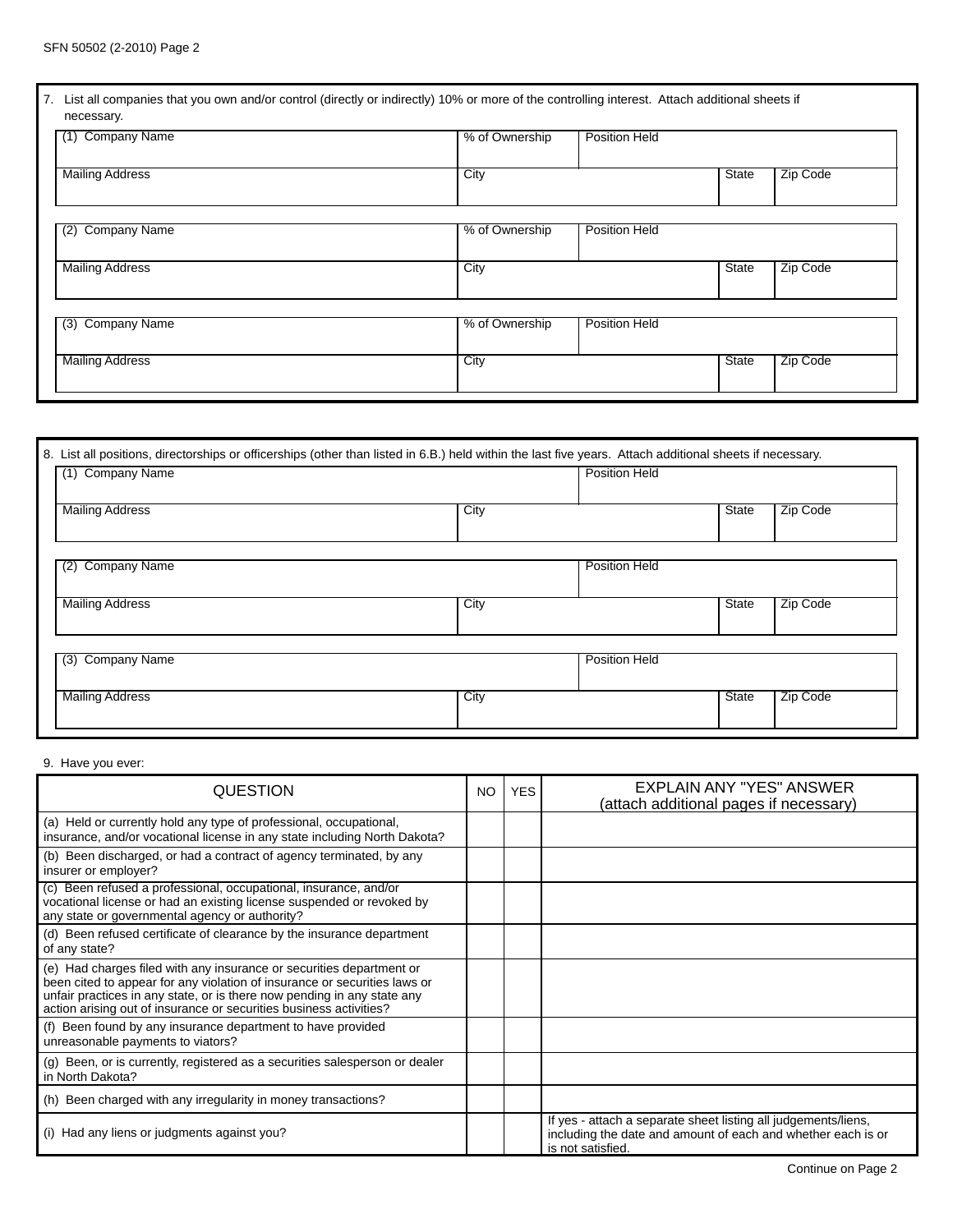7. List all companies that you own and/or control (directly or indirectly) 10% or more of the controlling interest. Attach additional sheets if necessary.

| (1) Company Name | % of Ownership | Position Held | | |
|---|---|---|---|---|
| | | | | |
| **Mailing Address** | **City** | | **State** | **Zip Code** |
| | | | | |

| (2) Company Name | % of Ownership | Position Held | | |
|---|---|---|---|---|
| | | | | |
| **Mailing Address** | **City** | | **State** | **Zip Code** |
| | | | | |

| (3) Company Name | % of Ownership | Position Held | | |
|---|---|---|---|---|
| | | | | |
| **Mailing Address** | **City** | | **State** | **Zip Code** |
| | | | | |

8. List all positions, directorships or officerships (other than listed in 6.B.) held within the last five years. Attach additional sheets if necessary.

| (1) Company Name | | Position Held | |
|---|---|---|---|
| | | | |
| **Mailing Address** | **City** | **State** | **Zip Code** |
| | | | |

| (2) Company Name | | Position Held | |
|---|---|---|---|
| | | | |
| **Mailing Address** | **City** | **State** | **Zip Code** |
| | | | |

| (3) Company Name | | Position Held | |
|---|---|---|---|
| | | | |
| **Mailing Address** | **City** | **State** | **Zip Code** |
| | | | |

9. Have you ever:

| QUESTION | NO | YES | EXPLAIN ANY "YES" ANSWER (attach additional pages if necessary) |
|---|---|---|---|
| (a) Held or currently hold any type of professional, occupational, insurance, and/or vocational license in any state including North Dakota? | | | |
| (b) Been discharged, or had a contract of agency terminated, by any insurer or employer? | | | |
| (c) Been refused a professional, occupational, insurance, and/or vocational license or had an existing license suspended or revoked by any state or governmental agency or authority? | | | |
| (d) Been refused certificate of clearance by the insurance department of any state? | | | |
| (e) Had charges filed with any insurance or securities department or been cited to appear for any violation of insurance or securities laws or unfair practices in any state, or is there now pending in any state any action arising out of insurance or securities business activities? | | | |
| (f) Been found by any insurance department to have provided unreasonable payments to viators? | | | |
| (g) Been, or is currently, registered as a securities salesperson or dealer in North Dakota? | | | |
| (h) Been charged with any irregularity in money transactions? | | | |
| (i) Had any liens or judgments against you? | | | If yes - attach a separate sheet listing all judgements/liens, including the date and amount of each and whether each is or is not satisfied. |

Continue on Page 2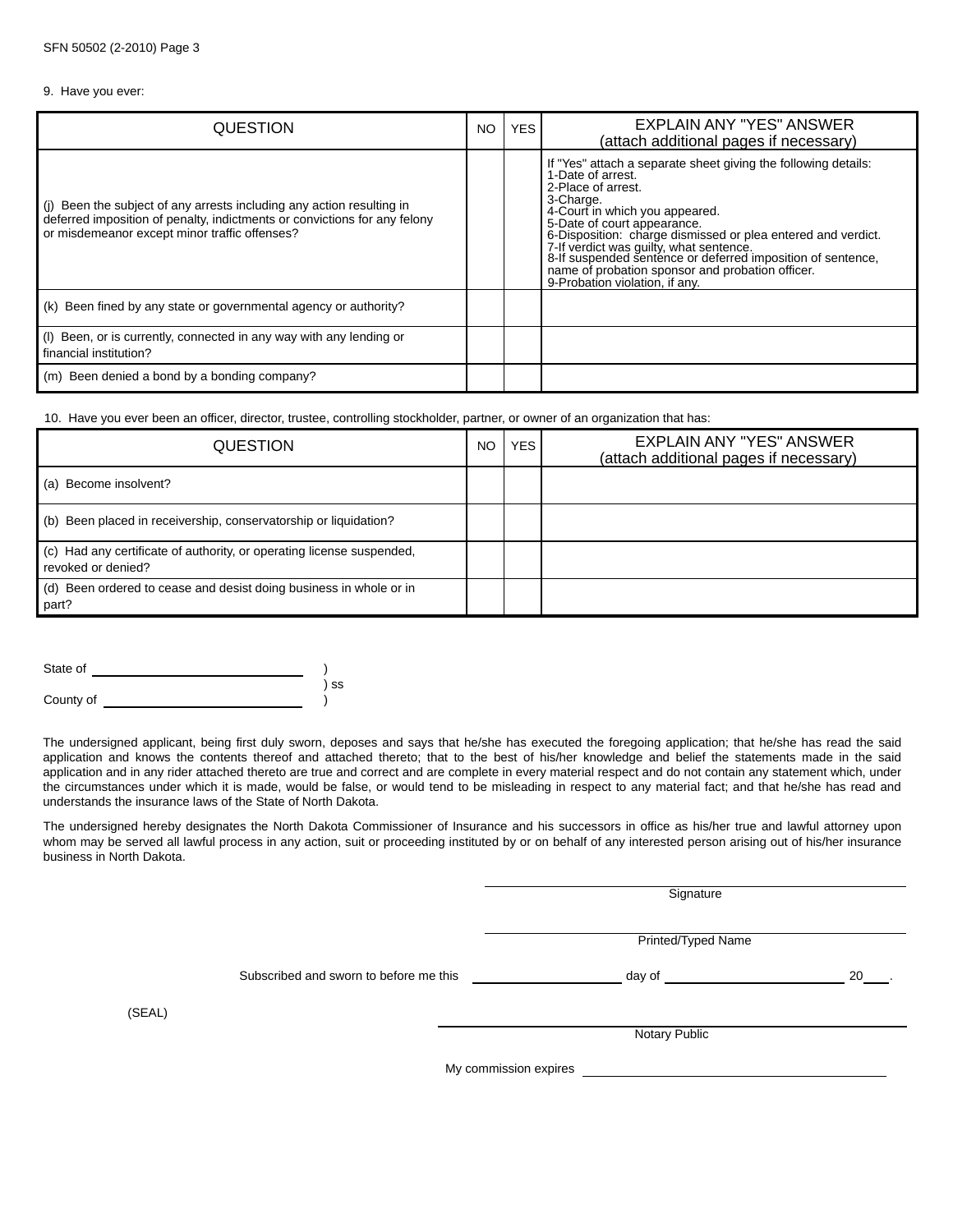9. Have you ever:

| QUESTION | NO | YES | EXPLAIN ANY "YES" ANSWER (attach additional pages if necessary) |
|---|---|---|---|
| (j) Been the subject of any arrests including any action resulting in deferred imposition of penalty, indictments or convictions for any felony or misdemeanor except minor traffic offenses? | | | If "Yes" attach a separate sheet giving the following details:<br>1-Date of arrest.<br>2-Place of arrest.<br>3-Charge.<br>4-Court in which you appeared.<br>5-Date of court appearance.<br>6-Disposition: charge dismissed or plea entered and verdict.<br>7-If verdict was guilty, what sentence.<br>8-If suspended sentence or deferred imposition of sentence, name of probation sponsor and probation officer.<br>9-Probation violation, if any. |
| (k) Been fined by any state or governmental agency or authority? | | | |
| (l) Been, or is currently, connected in any way with any lending or financial institution? | | | |
| (m) Been denied a bond by a bonding company? | | | |

10. Have you ever been an officer, director, trustee, controlling stockholder, partner, or owner of an organization that has:

| QUESTION | NO | YES | EXPLAIN ANY "YES" ANSWER (attach additional pages if necessary) |
|---|---|---|---|
| (a) Become insolvent? | | | |
| (b) Been placed in receivership, conservatorship or liquidation? | | | |
| (c) Had any certificate of authority, or operating license suspended, revoked or denied? | | | |
| (d) Been ordered to cease and desist doing business in whole or in part? | | | |

State of ______________________ )
) ss
County of ______________________ )

The undersigned applicant, being first duly sworn, deposes and says that he/she has executed the foregoing application; that he/she has read the said application and knows the contents thereof and attached thereto; that to the best of his/her knowledge and belief the statements made in the said application and in any rider attached thereto are true and correct and are complete in every material respect and do not contain any statement which, under the circumstances under which it is made, would be false, or would tend to be misleading in respect to any material fact; and that he/she has read and understands the insurance laws of the State of North Dakota.

The undersigned hereby designates the North Dakota Commissioner of Insurance and his successors in office as his/her true and lawful attorney upon whom may be served all lawful process in any action, suit or proceeding instituted by or on behalf of any interested person arising out of his/her insurance business in North Dakota.

______________________________
Signature

______________________________
Printed/Typed Name

Subscribed and sworn to before me this ______________ day of ______________ 20____.

(SEAL)

______________________________
Notary Public

My commission expires ______________________________